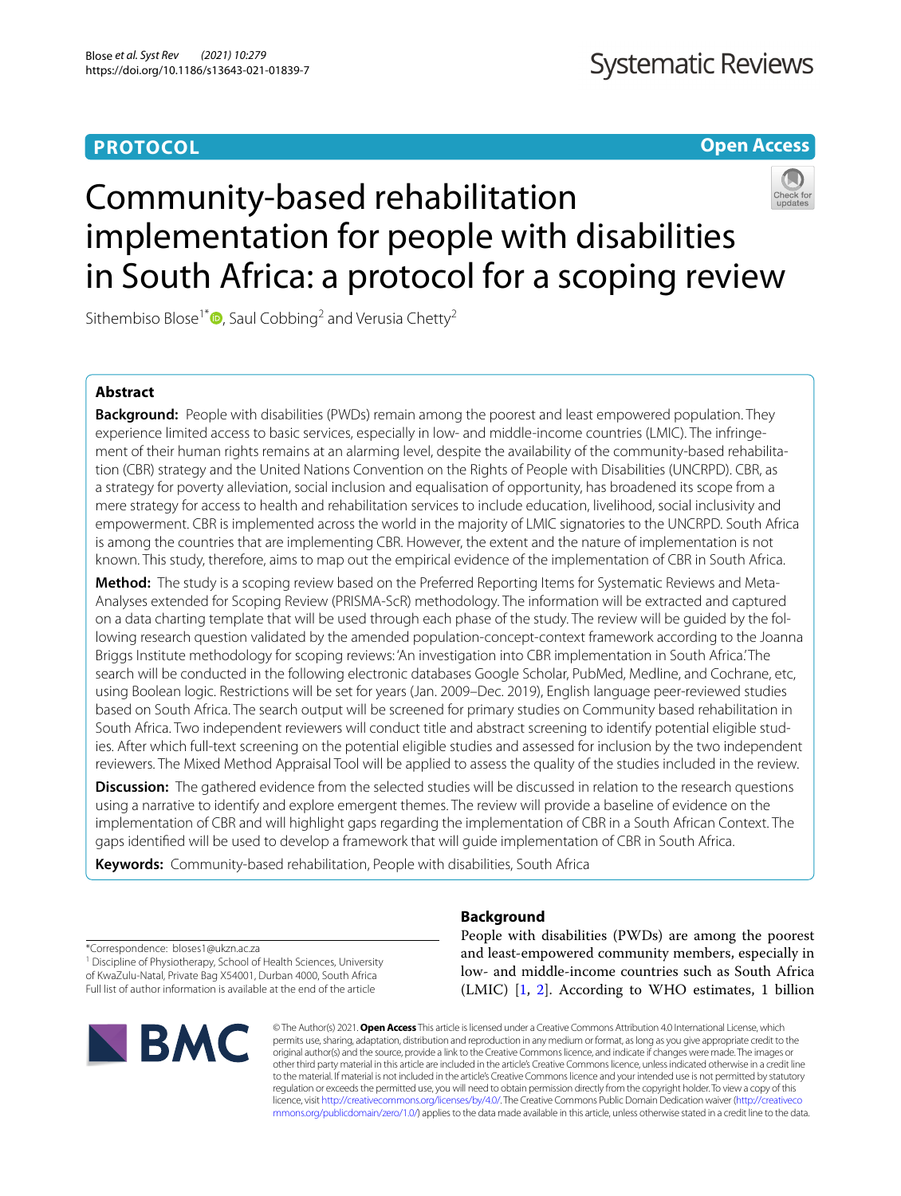PROTOCOL

Open Access

# Community-based rehabilitation implementation for people with disabilities in South Africa: a protocol for a scoping review

Sithembiso Blose[1*], Saul Cobbing[2] and Verusia Chetty[2]

## Abstract

**Background:** People with disabilities (PWDs) remain among the poorest and least empowered population. They experience limited access to basic services, especially in low- and middle-income countries (LMIC). The infringement of their human rights remains at an alarming level, despite the availability of the community-based rehabilitation (CBR) strategy and the United Nations Convention on the Rights of People with Disabilities (UNCRPD). CBR, as a strategy for poverty alleviation, social inclusion and equalisation of opportunity, has broadened its scope from a mere strategy for access to health and rehabilitation services to include education, livelihood, social inclusivity and empowerment. CBR is implemented across the world in the majority of LMIC signatories to the UNCRPD. South Africa is among the countries that are implementing CBR. However, the extent and the nature of implementation is not known. This study, therefore, aims to map out the empirical evidence of the implementation of CBR in South Africa.

**Method:** The study is a scoping review based on the Preferred Reporting Items for Systematic Reviews and Meta-Analyses extended for Scoping Review (PRISMA-ScR) methodology. The information will be extracted and captured on a data charting template that will be used through each phase of the study. The review will be guided by the following research question validated by the amended population-concept-context framework according to the Joanna Briggs Institute methodology for scoping reviews: 'An investigation into CBR implementation in South Africa.' The search will be conducted in the following electronic databases Google Scholar, PubMed, Medline, and Cochrane, etc, using Boolean logic. Restrictions will be set for years (Jan. 2009–Dec. 2019), English language peer-reviewed studies based on South Africa. The search output will be screened for primary studies on Community based rehabilitation in South Africa. Two independent reviewers will conduct title and abstract screening to identify potential eligible studies. After which full-text screening on the potential eligible studies and assessed for inclusion by the two independent reviewers. The Mixed Method Appraisal Tool will be applied to assess the quality of the studies included in the review.

**Discussion:** The gathered evidence from the selected studies will be discussed in relation to the research questions using a narrative to identify and explore emergent themes. The review will provide a baseline of evidence on the implementation of CBR and will highlight gaps regarding the implementation of CBR in a South African Context. The gaps identified will be used to develop a framework that will guide implementation of CBR in South Africa.

**Keywords:** Community-based rehabilitation, People with disabilities, South Africa

*Correspondence: bloses1@ukzn.ac.za
[1] Discipline of Physiotherapy, School of Health Sciences, University of KwaZulu-Natal, Private Bag X54001, Durban 4000, South Africa
Full list of author information is available at the end of the article

## Background

People with disabilities (PWDs) are among the poorest and least-empowered community members, especially in low- and middle-income countries such as South Africa (LMIC) [1, 2]. According to WHO estimates, 1 billion

© The Author(s) 2021. **Open Access** This article is licensed under a Creative Commons Attribution 4.0 International License, which permits use, sharing, adaptation, distribution and reproduction in any medium or format, as long as you give appropriate credit to the original author(s) and the source, provide a link to the Creative Commons licence, and indicate if changes were made. The images or other third party material in this article are included in the article's Creative Commons licence, unless indicated otherwise in a credit line to the material. If material is not included in the article's Creative Commons licence and your intended use is not permitted by statutory regulation or exceeds the permitted use, you will need to obtain permission directly from the copyright holder. To view a copy of this licence, visit http://creativecommons.org/licenses/by/4.0/. The Creative Commons Public Domain Dedication waiver (http://creativecommons.org/publicdomain/zero/1.0/) applies to the data made available in this article, unless otherwise stated in a credit line to the data.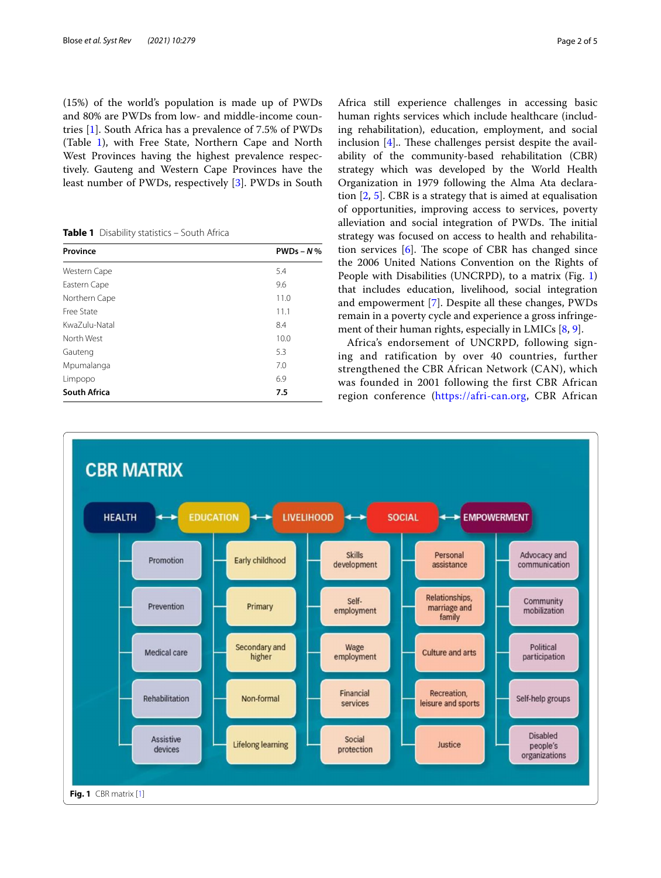(15%) of the world's population is made up of PWDs and 80% are PWDs from low- and middle-income countries [1]. South Africa has a prevalence of 7.5% of PWDs (Table 1), with Free State, Northern Cape and North West Provinces having the highest prevalence respectively. Gauteng and Western Cape Provinces have the least number of PWDs, respectively [3]. PWDs in South Africa still experience challenges in accessing basic human rights services which include healthcare (including rehabilitation), education, employment, and social inclusion [4].. These challenges persist despite the availability of the community-based rehabilitation (CBR) strategy which was developed by the World Health Organization in 1979 following the Alma Ata declaration [2, 5]. CBR is a strategy that is aimed at equalisation of opportunities, improving access to services, poverty alleviation and social integration of PWDs. The initial strategy was focused on access to health and rehabilitation services [6]. The scope of CBR has changed since the 2006 United Nations Convention on the Rights of People with Disabilities (UNCRPD), to a matrix (Fig. 1) that includes education, livelihood, social integration and empowerment [7]. Despite all these changes, PWDs remain in a poverty cycle and experience a gross infringement of their human rights, especially in LMICs [8, 9].

Africa's endorsement of UNCRPD, following signing and ratification by over 40 countries, further strengthened the CBR African Network (CAN), which was founded in 2001 following the first CBR African region conference (https://afri-can.org, CBR African

**Table 1** Disability statistics – South Africa

| Province | PWDs – *N* % |
|---|---|
| Western Cape | 5.4 |
| Eastern Cape | 9.6 |
| Northern Cape | 11.0 |
| Free State | 11.1 |
| KwaZulu-Natal | 8.4 |
| North West | 10.0 |
| Gauteng | 5.3 |
| Mpumalanga | 7.0 |
| Limpopo | 6.9 |
| **South Africa** | **7.5** |

**CBR MATRIX**

| HEALTH | EDUCATION | LIVELIHOOD | SOCIAL | EMPOWERMENT |
|---|---|---|---|---|
| Promotion | Early childhood | Skills development | Personal assistance | Advocacy and communication |
| Prevention | Primary | Self-employment | Relationships, marriage and family | Community mobilization |
| Medical care | Secondary and higher | Wage employment | Culture and arts | Political participation |
| Rehabilitation | Non-formal | Financial services | Recreation, leisure and sports | Self-help groups |
| Assistive devices | Lifelong learning | Social protection | Justice | Disabled people's organizations |

**Fig. 1** CBR matrix [1]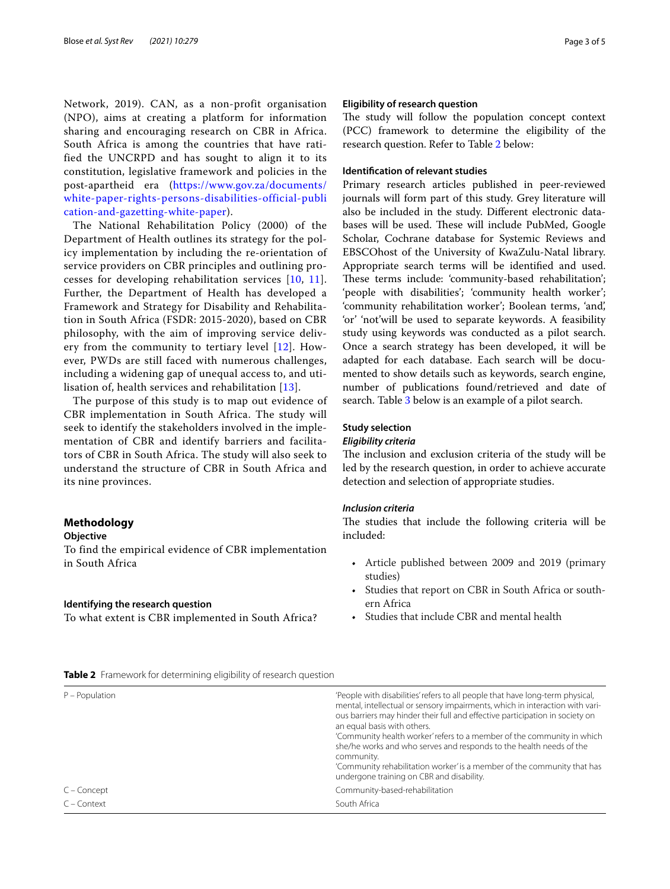Network, 2019). CAN, as a non-profit organisation (NPO), aims at creating a platform for information sharing and encouraging research on CBR in Africa. South Africa is among the countries that have ratified the UNCRPD and has sought to align it to its constitution, legislative framework and policies in the post-apartheid era (https://www.gov.za/documents/white-paper-rights-persons-disabilities-official-publication-and-gazetting-white-paper).

The National Rehabilitation Policy (2000) of the Department of Health outlines its strategy for the policy implementation by including the re-orientation of service providers on CBR principles and outlining processes for developing rehabilitation services [10, 11]. Further, the Department of Health has developed a Framework and Strategy for Disability and Rehabilitation in South Africa (FSDR: 2015-2020), based on CBR philosophy, with the aim of improving service delivery from the community to tertiary level [12]. However, PWDs are still faced with numerous challenges, including a widening gap of unequal access to, and utilisation of, health services and rehabilitation [13].

The purpose of this study is to map out evidence of CBR implementation in South Africa. The study will seek to identify the stakeholders involved in the implementation of CBR and identify barriers and facilitators of CBR in South Africa. The study will also seek to understand the structure of CBR in South Africa and its nine provinces.

## Methodology

### Objective

To find the empirical evidence of CBR implementation in South Africa

### Identifying the research question

To what extent is CBR implemented in South Africa?

### Eligibility of research question

The study will follow the population concept context (PCC) framework to determine the eligibility of the research question. Refer to Table 2 below:

### Identification of relevant studies

Primary research articles published in peer-reviewed journals will form part of this study. Grey literature will also be included in the study. Different electronic databases will be used. These will include PubMed, Google Scholar, Cochrane database for Systemic Reviews and EBSCOhost of the University of KwaZulu-Natal library. Appropriate search terms will be identified and used. These terms include: 'community-based rehabilitation'; 'people with disabilities'; 'community health worker'; 'community rehabilitation worker'; Boolean terms, 'and', 'or' 'not'will be used to separate keywords. A feasibility study using keywords was conducted as a pilot search. Once a search strategy has been developed, it will be adapted for each database. Each search will be documented to show details such as keywords, search engine, number of publications found/retrieved and date of search. Table 3 below is an example of a pilot search.

### Study selection

#### *Eligibility criteria*

The inclusion and exclusion criteria of the study will be led by the research question, in order to achieve accurate detection and selection of appropriate studies.

#### *Inclusion criteria*

The studies that include the following criteria will be included:

- Article published between 2009 and 2019 (primary studies)
- Studies that report on CBR in South Africa or southern Africa
- Studies that include CBR and mental health

**Table 2** Framework for determining eligibility of research question

| | |
|---|---|
| P – Population | 'People with disabilities' refers to all people that have long-term physical, mental, intellectual or sensory impairments, which in interaction with various barriers may hinder their full and effective participation in society on an equal basis with others.<br>'Community health worker' refers to a member of the community in which she/he works and who serves and responds to the health needs of the community.<br>'Community rehabilitation worker' is a member of the community that has undergone training on CBR and disability. |
| C – Concept | Community-based-rehabilitation |
| C – Context | South Africa |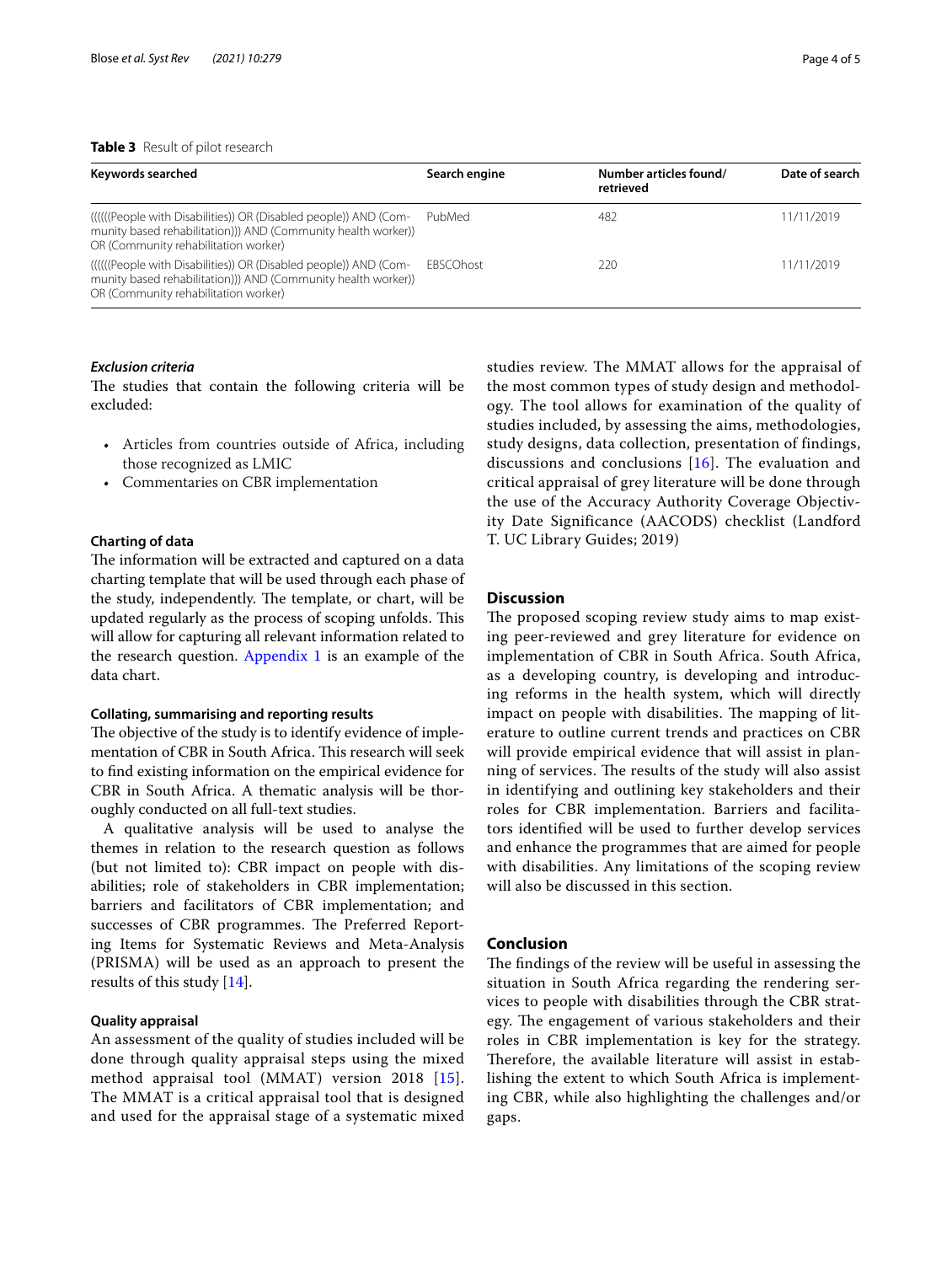**Table 3** Result of pilot research

| Keywords searched | Search engine | Number articles found/ retrieved | Date of search |
|---|---|---|---|
| ((((((People with Disabilities)) OR (Disabled people)) AND (Community based rehabilitation))) AND (Community health worker)) OR (Community rehabilitation worker) | PubMed | 482 | 11/11/2019 |
| ((((((People with Disabilities)) OR (Disabled people)) AND (Community based rehabilitation))) AND (Community health worker)) OR (Community rehabilitation worker) | EBSCOhost | 220 | 11/11/2019 |

#### *Exclusion criteria*

The studies that contain the following criteria will be excluded:

- Articles from countries outside of Africa, including those recognized as LMIC
- Commentaries on CBR implementation

### Charting of data

The information will be extracted and captured on a data charting template that will be used through each phase of the study, independently. The template, or chart, will be updated regularly as the process of scoping unfolds. This will allow for capturing all relevant information related to the research question. Appendix 1 is an example of the data chart.

#### Collating, summarising and reporting results

The objective of the study is to identify evidence of implementation of CBR in South Africa. This research will seek to find existing information on the empirical evidence for CBR in South Africa. A thematic analysis will be thoroughly conducted on all full-text studies.

A qualitative analysis will be used to analyse the themes in relation to the research question as follows (but not limited to): CBR impact on people with disabilities; role of stakeholders in CBR implementation; barriers and facilitators of CBR implementation; and successes of CBR programmes. The Preferred Reporting Items for Systematic Reviews and Meta-Analysis (PRISMA) will be used as an approach to present the results of this study [14].

#### Quality appraisal

An assessment of the quality of studies included will be done through quality appraisal steps using the mixed method appraisal tool (MMAT) version 2018 [15]. The MMAT is a critical appraisal tool that is designed and used for the appraisal stage of a systematic mixed studies review. The MMAT allows for the appraisal of the most common types of study design and methodology. The tool allows for examination of the quality of studies included, by assessing the aims, methodologies, study designs, data collection, presentation of findings, discussions and conclusions [16]. The evaluation and critical appraisal of grey literature will be done through the use of the Accuracy Authority Coverage Objectivity Date Significance (AACODS) checklist (Landford T. UC Library Guides; 2019)

## Discussion

The proposed scoping review study aims to map existing peer-reviewed and grey literature for evidence on implementation of CBR in South Africa. South Africa, as a developing country, is developing and introducing reforms in the health system, which will directly impact on people with disabilities. The mapping of literature to outline current trends and practices on CBR will provide empirical evidence that will assist in planning of services. The results of the study will also assist in identifying and outlining key stakeholders and their roles for CBR implementation. Barriers and facilitators identified will be used to further develop services and enhance the programmes that are aimed for people with disabilities. Any limitations of the scoping review will also be discussed in this section.

## Conclusion

The findings of the review will be useful in assessing the situation in South Africa regarding the rendering services to people with disabilities through the CBR strategy. The engagement of various stakeholders and their roles in CBR implementation is key for the strategy. Therefore, the available literature will assist in establishing the extent to which South Africa is implementing CBR, while also highlighting the challenges and/or gaps.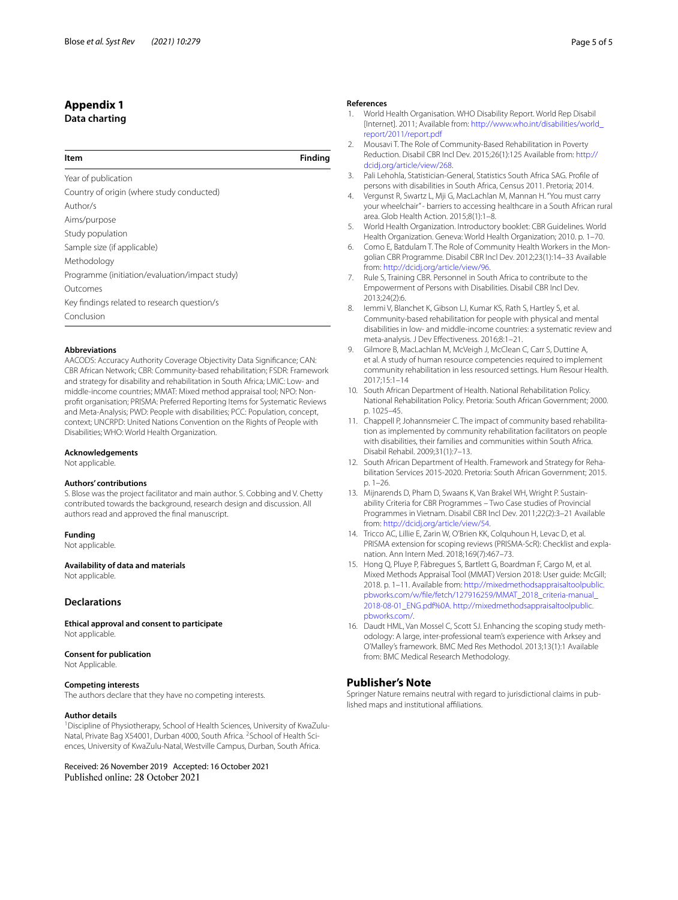## Appendix 1

### Data charting

| Item | Finding |
|---|---|
| Year of publication | |
| Country of origin (where study conducted) | |
| Author/s | |
| Aims/purpose | |
| Study population | |
| Sample size (if applicable) | |
| Methodology | |
| Programme (initiation/evaluation/impact study) | |
| Outcomes | |
| Key findings related to research question/s | |
| Conclusion | |

#### Abbreviations

AACODS: Accuracy Authority Coverage Objectivity Data Significance; CAN: CBR African Network; CBR: Community-based rehabilitation; FSDR: Framework and strategy for disability and rehabilitation in South Africa; LMIC: Low- and middle-income countries; MMAT: Mixed method appraisal tool; NPO: Non-profit organisation; PRISMA: Preferred Reporting Items for Systematic Reviews and Meta-Analysis; PWD: People with disabilities; PCC: Population, concept, context; UNCRPD: United Nations Convention on the Rights of People with Disabilities; WHO: World Health Organization.

#### Acknowledgements

Not applicable.

#### Authors' contributions

S. Blose was the project facilitator and main author. S. Cobbing and V. Chetty contributed towards the background, research design and discussion. All authors read and approved the final manuscript.

#### Funding

Not applicable.

#### Availability of data and materials

Not applicable.

### Declarations

#### Ethical approval and consent to participate

Not applicable.

#### Consent for publication

Not Applicable.

#### Competing interests

The authors declare that they have no competing interests.

#### Author details

[1]Discipline of Physiotherapy, School of Health Sciences, University of KwaZulu-Natal, Private Bag X54001, Durban 4000, South Africa. [2]School of Health Sciences, University of KwaZulu-Natal, Westville Campus, Durban, South Africa.

Received: 26 November 2019 Accepted: 16 October 2021
Published online: 28 October 2021

#### References

1. World Health Organisation. WHO Disability Report. World Rep Disabil [Internet]. 2011; Available from: http://www.who.int/disabilities/world_report/2011/report.pdf
2. Mousavi T. The Role of Community-Based Rehabilitation in Poverty Reduction. Disabil CBR Incl Dev. 2015;26(1):125 Available from: http://dcidj.org/article/view/268.
3. Pali Lehohla, Statistician-General, Statistics South Africa SAG. Profile of persons with disabilities in South Africa, Census 2011. Pretoria; 2014.
4. Vergunst R, Swartz L, Mji G, MacLachlan M, Mannan H. "You must carry your wheelchair" - barriers to accessing healthcare in a South African rural area. Glob Health Action. 2015;8(1):1–8.
5. World Health Organization. Introductory booklet: CBR Guidelines. World Health Organization. Geneva: World Health Organization; 2010. p. 1–70.
6. Como E, Batdulam T. The Role of Community Health Workers in the Mongolian CBR Programme. Disabil CBR Incl Dev. 2012;23(1):14–33 Available from: http://dcidj.org/article/view/96.
7. Rule S, Training CBR. Personnel in South Africa to contribute to the Empowerment of Persons with Disabilities. Disabil CBR Incl Dev. 2013;24(2):6.
8. Iemmi V, Blanchet K, Gibson LJ, Kumar KS, Rath S, Hartley S, et al. Community-based rehabilitation for people with physical and mental disabilities in low- and middle-income countries: a systematic review and meta-analysis. J Dev Effectiveness. 2016;8:1–21.
9. Gilmore B, MacLachlan M, McVeigh J, McClean C, Carr S, Duttine A, et al. A study of human resource competencies required to implement community rehabilitation in less resourced settings. Hum Resour Health. 2017;15:1–14
10. South African Department of Health. National Rehabilitation Policy. National Rehabilitation Policy. Pretoria: South African Government; 2000. p. 1025–45.
11. Chappell P, Johannsmeier C. The impact of community based rehabilitation as implemented by community rehabilitation facilitators on people with disabilities, their families and communities within South Africa. Disabil Rehabil. 2009;31(1):7–13.
12. South African Department of Health. Framework and Strategy for Rehabilitation Services 2015-2020. Pretoria: South African Government; 2015. p. 1–26.
13. Mijnarends D, Pham D, Swaans K, Van Brakel WH, Wright P. Sustainability Criteria for CBR Programmes – Two Case studies of Provincial Programmes in Vietnam. Disabil CBR Incl Dev. 2011;22(2):3–21 Available from: http://dcidj.org/article/view/54.
14. Tricco AC, Lillie E, Zarin W, O'Brien KK, Colquhoun H, Levac D, et al. PRISMA extension for scoping reviews (PRISMA-ScR): Checklist and explanation. Ann Intern Med. 2018;169(7):467–73.
15. Hong Q, Pluye P, Fàbregues S, Bartlett G, Boardman F, Cargo M, et al. Mixed Methods Appraisal Tool (MMAT) Version 2018: User guide: McGill; 2018. p. 1–11. Available from: http://mixedmethodsappraisaltoolpublic.pbworks.com/w/file/fetch/127916259/MMAT_2018_criteria-manual_2018-08-01_ENG.pdf%0A. http://mixedmethodsappraisaltoolpublic.pbworks.com/.
16. Daudt HML, Van Mossel C, Scott SJ. Enhancing the scoping study methodology: A large, inter-professional team's experience with Arksey and O'Malley's framework. BMC Med Res Methodol. 2013;13(1):1 Available from: BMC Medical Research Methodology.

### Publisher's Note

Springer Nature remains neutral with regard to jurisdictional claims in published maps and institutional affiliations.